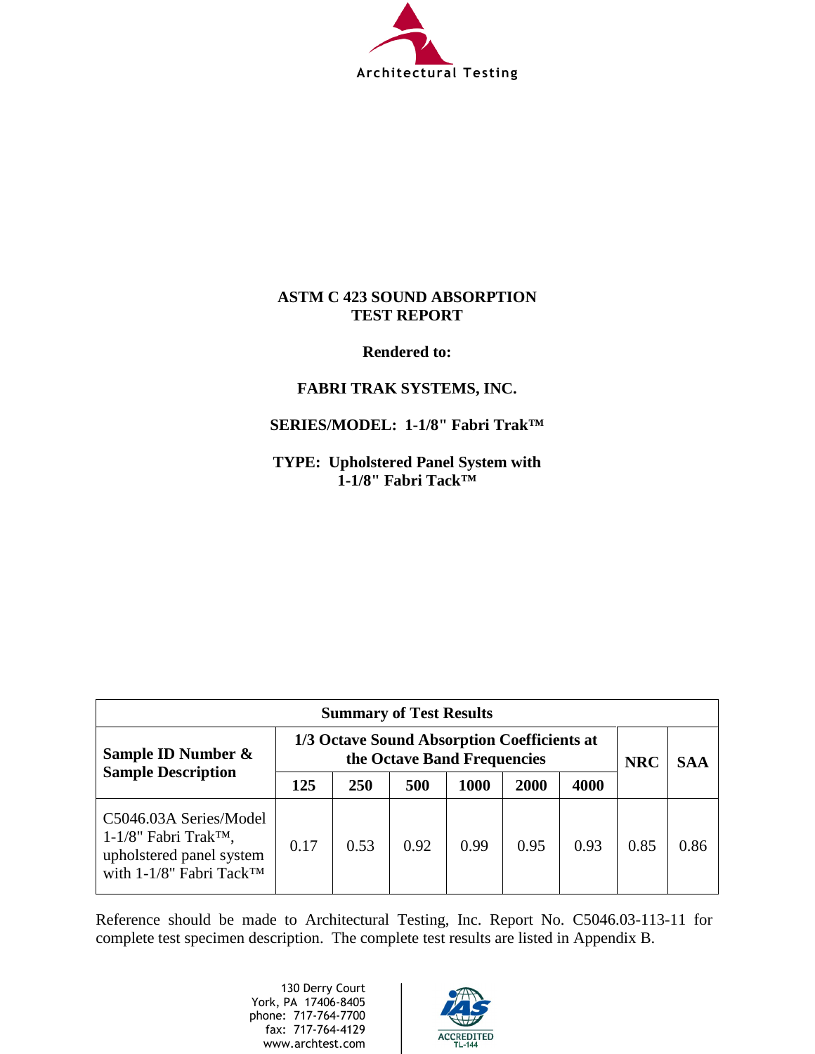Architectural Testing

**ASTM C 423 SOUND ABSORPTION**
**TEST REPORT**

**Rendered to:**

**FABRI TRAK SYSTEMS, INC.**

**SERIES/MODEL: 1-1/8" Fabri Trak™**

**TYPE: Upholstered Panel System with**
**1-1/8" Fabri Tack™**

| Summary of Test Results | | | | | | | | |
|---|---|---|---|---|---|---|---|---|
| **Sample ID Number & Sample Description** | **1/3 Octave Sound Absorption Coefficients at the Octave Band Frequencies** | | | | | | **NRC** | **SAA** |
| | **125** | **250** | **500** | **1000** | **2000** | **4000** | | |
| C5046.03A Series/Model 1-1/8" Fabri Trak™, upholstered panel system with 1-1/8" Fabri Tack™ | 0.17 | 0.53 | 0.92 | 0.99 | 0.95 | 0.93 | 0.85 | 0.86 |

Reference should be made to Architectural Testing, Inc. Report No. C5046.03-113-11 for complete test specimen description. The complete test results are listed in Appendix B.

130 Derry Court
York, PA 17406-8405
phone: 717-764-7700
fax: 717-764-4129
www.archtest.com

IAS ACCREDITED TL-144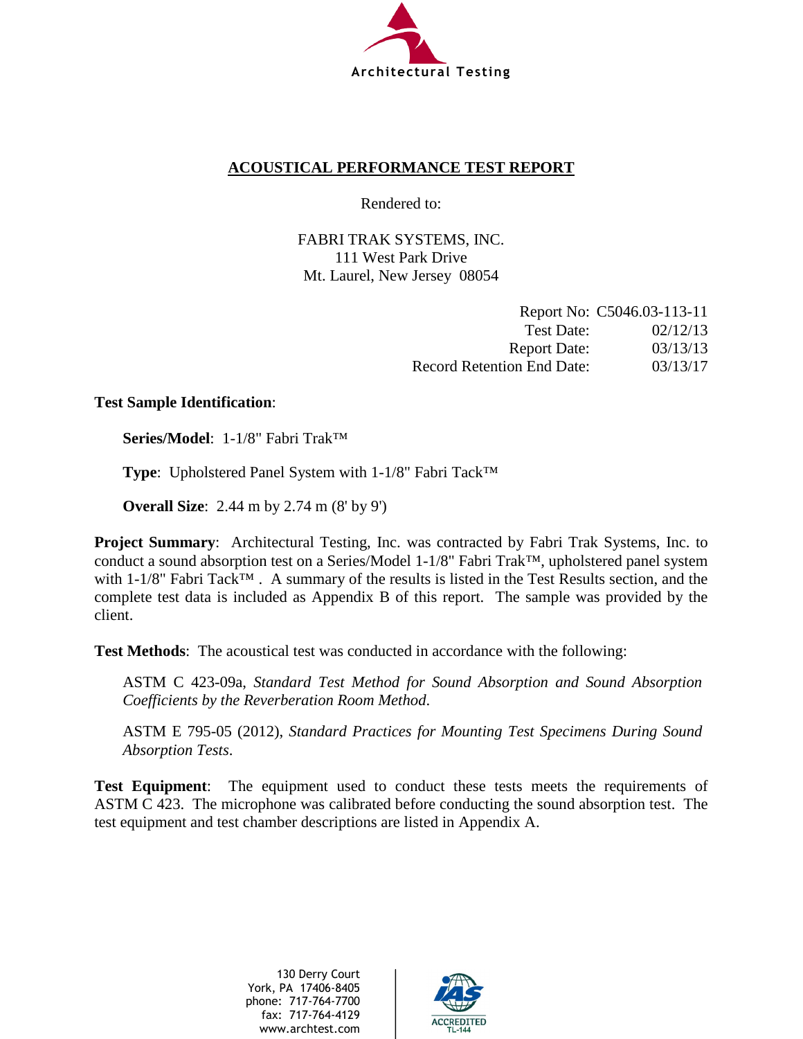# ACOUSTICAL PERFORMANCE TEST REPORT

Rendered to:

FABRI TRAK SYSTEMS, INC.
111 West Park Drive
Mt. Laurel, New Jersey 08054

| | |
|---|---|
| Report No: | C5046.03-113-11 |
| Test Date: | 02/12/13 |
| Report Date: | 03/13/13 |
| Record Retention End Date: | 03/13/17 |

**Test Sample Identification**:

**Series/Model**: 1-1/8" Fabri Trak™

**Type**: Upholstered Panel System with 1-1/8" Fabri Tack™

**Overall Size**: 2.44 m by 2.74 m (8' by 9')

**Project Summary**: Architectural Testing, Inc. was contracted by Fabri Trak Systems, Inc. to conduct a sound absorption test on a Series/Model 1-1/8" Fabri Trak™, upholstered panel system with 1-1/8" Fabri Tack™ . A summary of the results is listed in the Test Results section, and the complete test data is included as Appendix B of this report. The sample was provided by the client.

**Test Methods**: The acoustical test was conducted in accordance with the following:

ASTM C 423-09a, *Standard Test Method for Sound Absorption and Sound Absorption Coefficients by the Reverberation Room Method.*

ASTM E 795-05 (2012), *Standard Practices for Mounting Test Specimens During Sound Absorption Tests.*

**Test Equipment**: The equipment used to conduct these tests meets the requirements of ASTM C 423. The microphone was calibrated before conducting the sound absorption test. The test equipment and test chamber descriptions are listed in Appendix A.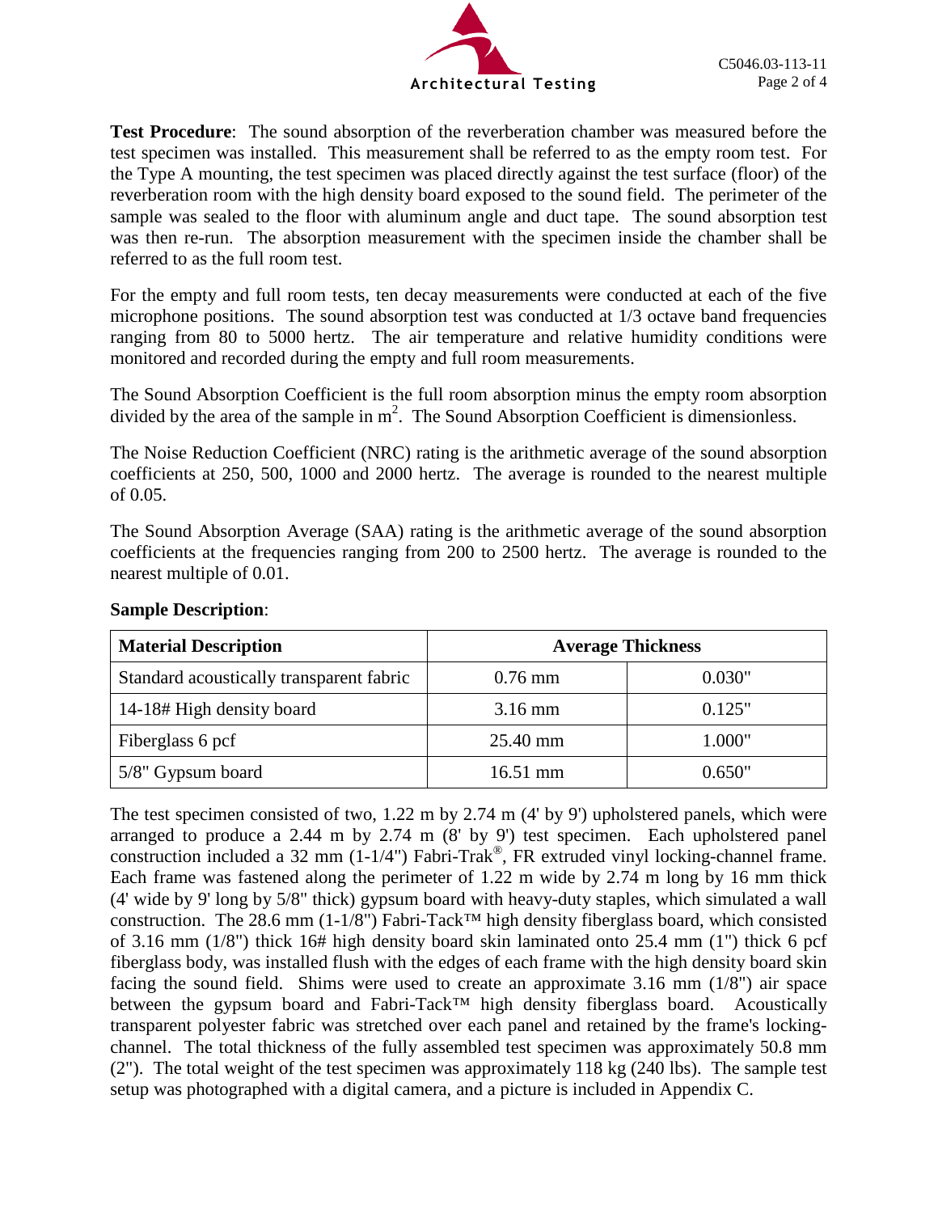**Test Procedure**: The sound absorption of the reverberation chamber was measured before the test specimen was installed. This measurement shall be referred to as the empty room test. For the Type A mounting, the test specimen was placed directly against the test surface (floor) of the reverberation room with the high density board exposed to the sound field. The perimeter of the sample was sealed to the floor with aluminum angle and duct tape. The sound absorption test was then re-run. The absorption measurement with the specimen inside the chamber shall be referred to as the full room test.

For the empty and full room tests, ten decay measurements were conducted at each of the five microphone positions. The sound absorption test was conducted at 1/3 octave band frequencies ranging from 80 to 5000 hertz. The air temperature and relative humidity conditions were monitored and recorded during the empty and full room measurements.

The Sound Absorption Coefficient is the full room absorption minus the empty room absorption divided by the area of the sample in $m^2$. The Sound Absorption Coefficient is dimensionless.

The Noise Reduction Coefficient (NRC) rating is the arithmetic average of the sound absorption coefficients at 250, 500, 1000 and 2000 hertz. The average is rounded to the nearest multiple of 0.05.

The Sound Absorption Average (SAA) rating is the arithmetic average of the sound absorption coefficients at the frequencies ranging from 200 to 2500 hertz. The average is rounded to the nearest multiple of 0.01.

**Sample Description**:

| Material Description | Average Thickness | |
|---|---|---|
| Standard acoustically transparent fabric | 0.76 mm | 0.030" |
| 14-18# High density board | 3.16 mm | 0.125" |
| Fiberglass 6 pcf | 25.40 mm | 1.000" |
| 5/8" Gypsum board | 16.51 mm | 0.650" |

The test specimen consisted of two, 1.22 m by 2.74 m (4' by 9') upholstered panels, which were arranged to produce a 2.44 m by 2.74 m (8' by 9') test specimen. Each upholstered panel construction included a 32 mm (1-1/4") Fabri-Trak®, FR extruded vinyl locking-channel frame. Each frame was fastened along the perimeter of 1.22 m wide by 2.74 m long by 16 mm thick (4' wide by 9' long by 5/8" thick) gypsum board with heavy-duty staples, which simulated a wall construction. The 28.6 mm (1-1/8") Fabri-Tack™ high density fiberglass board, which consisted of 3.16 mm (1/8") thick 16# high density board skin laminated onto 25.4 mm (1") thick 6 pcf fiberglass body, was installed flush with the edges of each frame with the high density board skin facing the sound field. Shims were used to create an approximate 3.16 mm (1/8") air space between the gypsum board and Fabri-Tack™ high density fiberglass board. Acoustically transparent polyester fabric was stretched over each panel and retained by the frame's locking-channel. The total thickness of the fully assembled test specimen was approximately 50.8 mm (2"). The total weight of the test specimen was approximately 118 kg (240 lbs). The sample test setup was photographed with a digital camera, and a picture is included in Appendix C.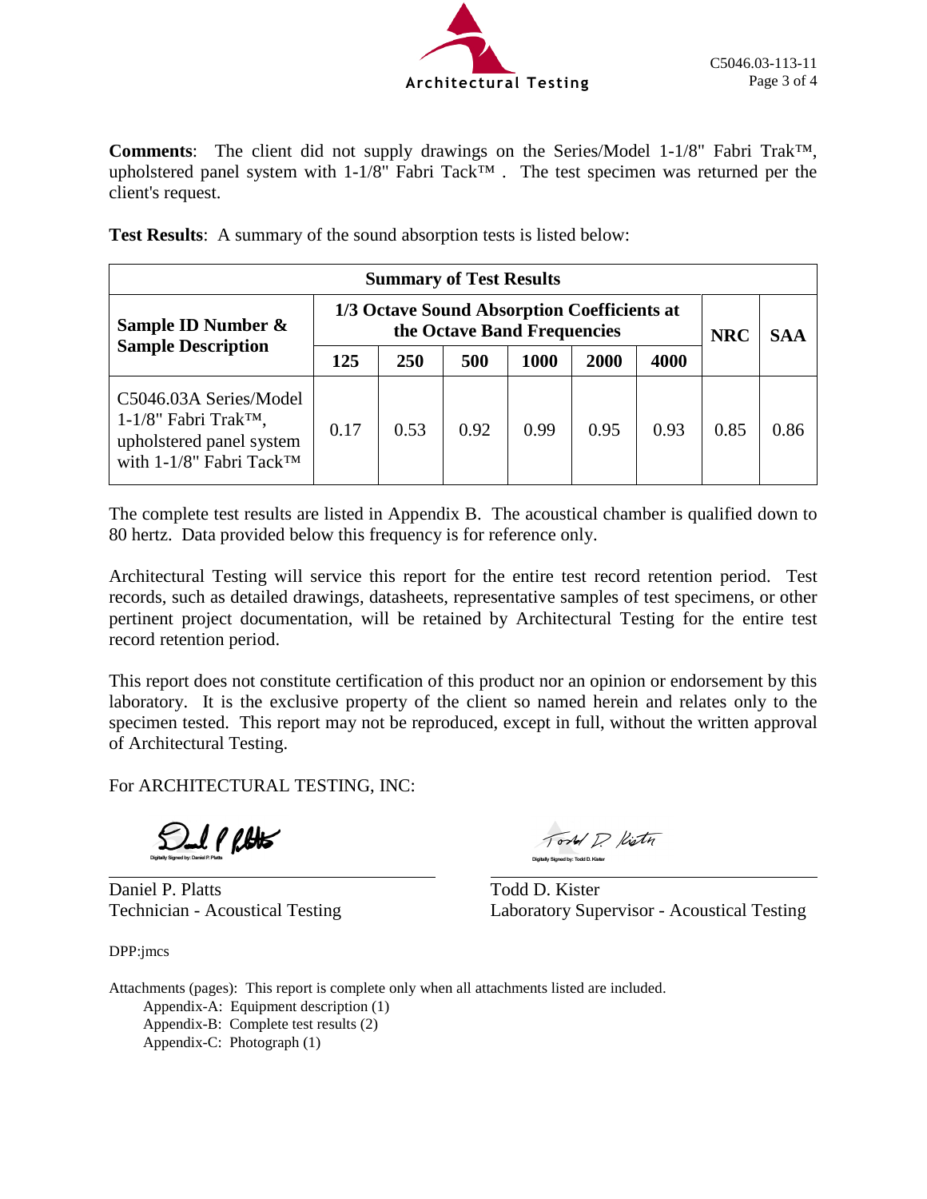**Comments**: The client did not supply drawings on the Series/Model 1-1/8" Fabri Trak™, upholstered panel system with 1-1/8" Fabri Tack™ . The test specimen was returned per the client's request.

**Test Results**: A summary of the sound absorption tests is listed below:

| **Summary of Test Results** | | | | | | | | |
|---|---|---|---|---|---|---|---|---|
| **Sample ID Number & Sample Description** | **1/3 Octave Sound Absorption Coefficients at the Octave Band Frequencies** | | | | | | **NRC** | **SAA** |
| | **125** | **250** | **500** | **1000** | **2000** | **4000** | | |
| C5046.03A Series/Model 1-1/8" Fabri Trak™, upholstered panel system with 1-1/8" Fabri Tack™ | 0.17 | 0.53 | 0.92 | 0.99 | 0.95 | 0.93 | 0.85 | 0.86 |

The complete test results are listed in Appendix B. The acoustical chamber is qualified down to 80 hertz. Data provided below this frequency is for reference only.

Architectural Testing will service this report for the entire test record retention period. Test records, such as detailed drawings, datasheets, representative samples of test specimens, or other pertinent project documentation, will be retained by Architectural Testing for the entire test record retention period.

This report does not constitute certification of this product nor an opinion or endorsement by this laboratory. It is the exclusive property of the client so named herein and relates only to the specimen tested. This report may not be reproduced, except in full, without the written approval of Architectural Testing.

For ARCHITECTURAL TESTING, INC:

Digitally Signed by: Daniel P. Platts

Daniel P. Platts
Technician - Acoustical Testing

Digitally Signed by: Todd D. Kister

Todd D. Kister
Laboratory Supervisor - Acoustical Testing

DPP:jmcs

Attachments (pages): This report is complete only when all attachments listed are included.

- Appendix-A: Equipment description (1)
- Appendix-B: Complete test results (2)
- Appendix-C: Photograph (1)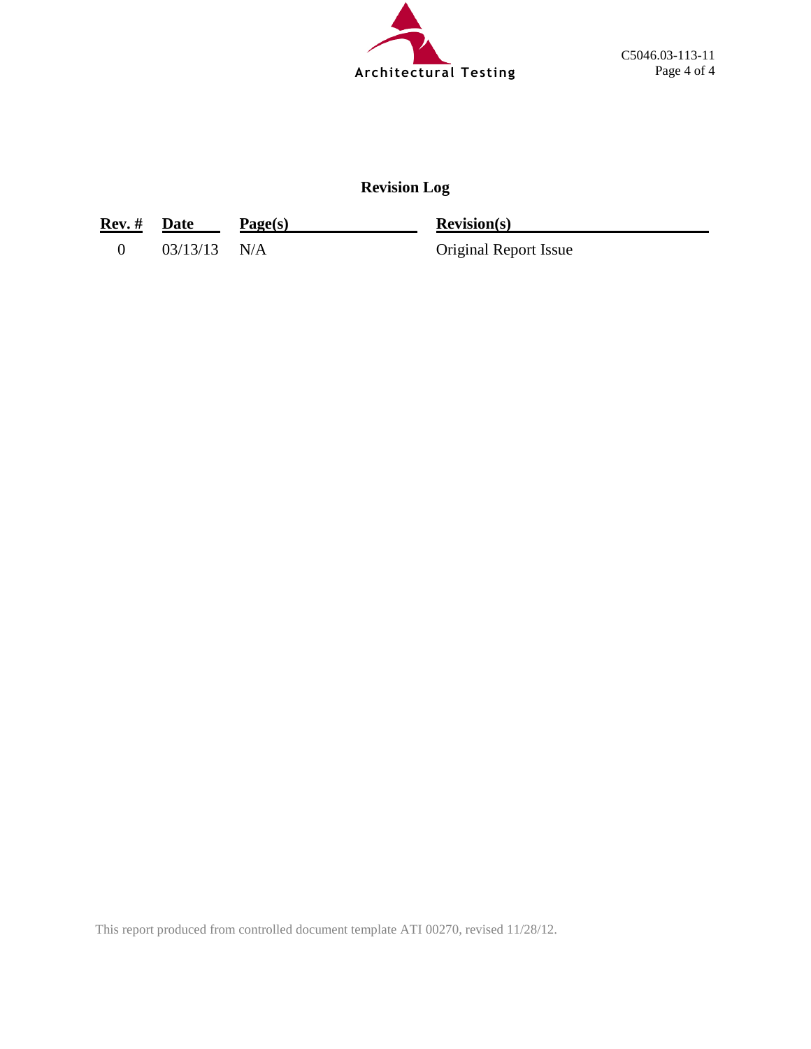## Revision Log

| Rev. # | Date | Page(s) | Revision(s) |
|---|---|---|---|
| 0 | 03/13/13 | N/A | Original Report Issue |

This report produced from controlled document template ATI 00270, revised 11/28/12.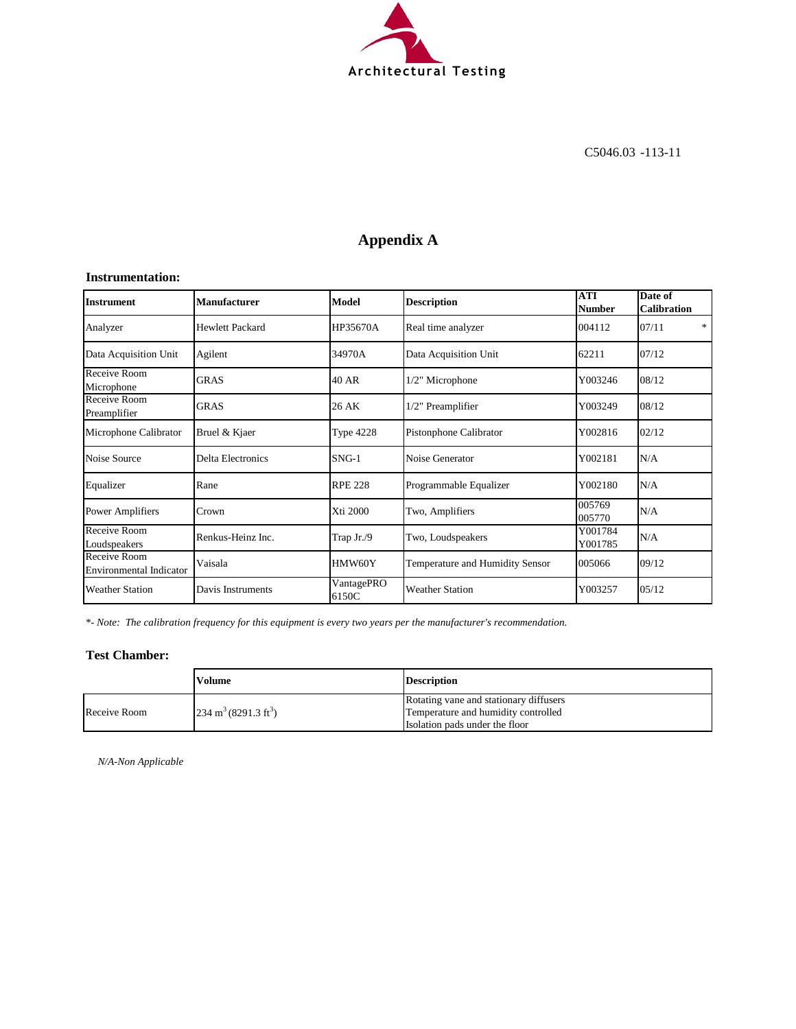C5046.03 -113-11

# Appendix A

**Instrumentation:**

| Instrument | Manufacturer | Model | Description | ATI Number | Date of Calibration |
|---|---|---|---|---|---|
| Analyzer | Hewlett Packard | HP35670A | Real time analyzer | 004112 | 07/11 * |
| Data Acquisition Unit | Agilent | 34970A | Data Acquisition Unit | 62211 | 07/12 |
| Receive Room Microphone | GRAS | 40 AR | 1/2" Microphone | Y003246 | 08/12 |
| Receive Room Preamplifier | GRAS | 26 AK | 1/2" Preamplifier | Y003249 | 08/12 |
| Microphone Calibrator | Bruel & Kjaer | Type 4228 | Pistonphone Calibrator | Y002816 | 02/12 |
| Noise Source | Delta Electronics | SNG-1 | Noise Generator | Y002181 | N/A |
| Equalizer | Rane | RPE 228 | Programmable Equalizer | Y002180 | N/A |
| Power Amplifiers | Crown | Xti 2000 | Two, Amplifiers | 005769 005770 | N/A |
| Receive Room Loudspeakers | Renkus-Heinz Inc. | Trap Jr./9 | Two, Loudspeakers | Y001784 Y001785 | N/A |
| Receive Room Environmental Indicator | Vaisala | HMW60Y | Temperature and Humidity Sensor | 005066 | 09/12 |
| Weather Station | Davis Instruments | VantagePRO 6150C | Weather Station | Y003257 | 05/12 |

*\*- Note: The calibration frequency for this equipment is every two years per the manufacturer's recommendation.*

**Test Chamber:**

| | Volume | Description |
|---|---|---|
| Receive Room | 234 $m^3$ (8291.3 $ft^3$) | Rotating vane and stationary diffusers<br>Temperature and humidity controlled<br>Isolation pads under the floor |

*N/A-Non Applicable*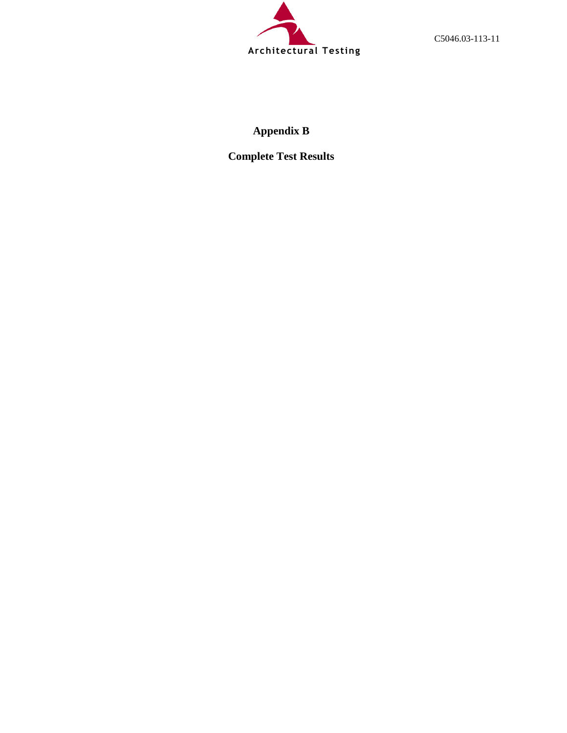# Appendix B

## Complete Test Results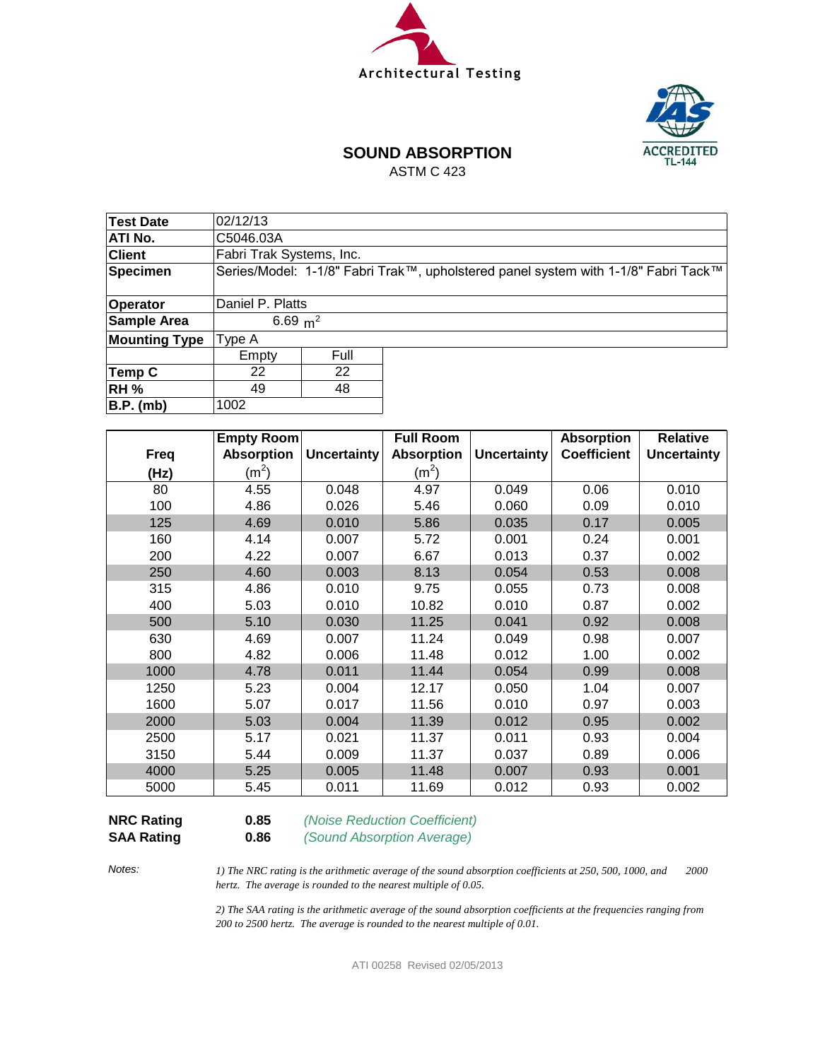Architectural Testing

IAS ACCREDITED TL-144

# SOUND ABSORPTION

ASTM C 423

| | | |
|---|---|---|
| **Test Date** | 02/12/13 | |
| **ATI No.** | C5046.03A | |
| **Client** | Fabri Trak Systems, Inc. | |
| **Specimen** | Series/Model: 1-1/8" Fabri Trak™, upholstered panel system with 1-1/8" Fabri Tack™ | |
| **Operator** | Daniel P. Platts | |
| **Sample Area** | 6.69 $m^2$ | |
| **Mounting Type** | Type A | |
| | Empty | Full |
| **Temp C** | 22 | 22 |
| **RH %** | 49 | 48 |
| **B.P. (mb)** | 1002 | |

| Freq (Hz) | Empty Room Absorption ($m^2$) | Uncertainty | Full Room Absorption ($m^2$) | Uncertainty | Absorption Coefficient | Relative Uncertainty |
|---|---|---|---|---|---|---|
| 80 | 4.55 | 0.048 | 4.97 | 0.049 | 0.06 | 0.010 |
| 100 | 4.86 | 0.026 | 5.46 | 0.060 | 0.09 | 0.010 |
| 125 | 4.69 | 0.010 | 5.86 | 0.035 | 0.17 | 0.005 |
| 160 | 4.14 | 0.007 | 5.72 | 0.001 | 0.24 | 0.001 |
| 200 | 4.22 | 0.007 | 6.67 | 0.013 | 0.37 | 0.002 |
| 250 | 4.60 | 0.003 | 8.13 | 0.054 | 0.53 | 0.008 |
| 315 | 4.86 | 0.010 | 9.75 | 0.055 | 0.73 | 0.008 |
| 400 | 5.03 | 0.010 | 10.82 | 0.010 | 0.87 | 0.002 |
| 500 | 5.10 | 0.030 | 11.25 | 0.041 | 0.92 | 0.008 |
| 630 | 4.69 | 0.007 | 11.24 | 0.049 | 0.98 | 0.007 |
| 800 | 4.82 | 0.006 | 11.48 | 0.012 | 1.00 | 0.002 |
| 1000 | 4.78 | 0.011 | 11.44 | 0.054 | 0.99 | 0.008 |
| 1250 | 5.23 | 0.004 | 12.17 | 0.050 | 1.04 | 0.007 |
| 1600 | 5.07 | 0.017 | 11.56 | 0.010 | 0.97 | 0.003 |
| 2000 | 5.03 | 0.004 | 11.39 | 0.012 | 0.95 | 0.002 |
| 2500 | 5.17 | 0.021 | 11.37 | 0.011 | 0.93 | 0.004 |
| 3150 | 5.44 | 0.009 | 11.37 | 0.037 | 0.89 | 0.006 |
| 4000 | 5.25 | 0.005 | 11.48 | 0.007 | 0.93 | 0.001 |
| 5000 | 5.45 | 0.011 | 11.69 | 0.012 | 0.93 | 0.002 |

**NRC Rating** **0.85** *(Noise Reduction Coefficient)*

**SAA Rating** **0.86** *(Sound Absorption Average)*

*Notes:*

*1) The NRC rating is the arithmetic average of the sound absorption coefficients at 250, 500, 1000, and 2000 hertz. The average is rounded to the nearest multiple of 0.05.*

*2) The SAA rating is the arithmetic average of the sound absorption coefficients at the frequencies ranging from 200 to 2500 hertz. The average is rounded to the nearest multiple of 0.01.*

ATI 00258 Revised 02/05/2013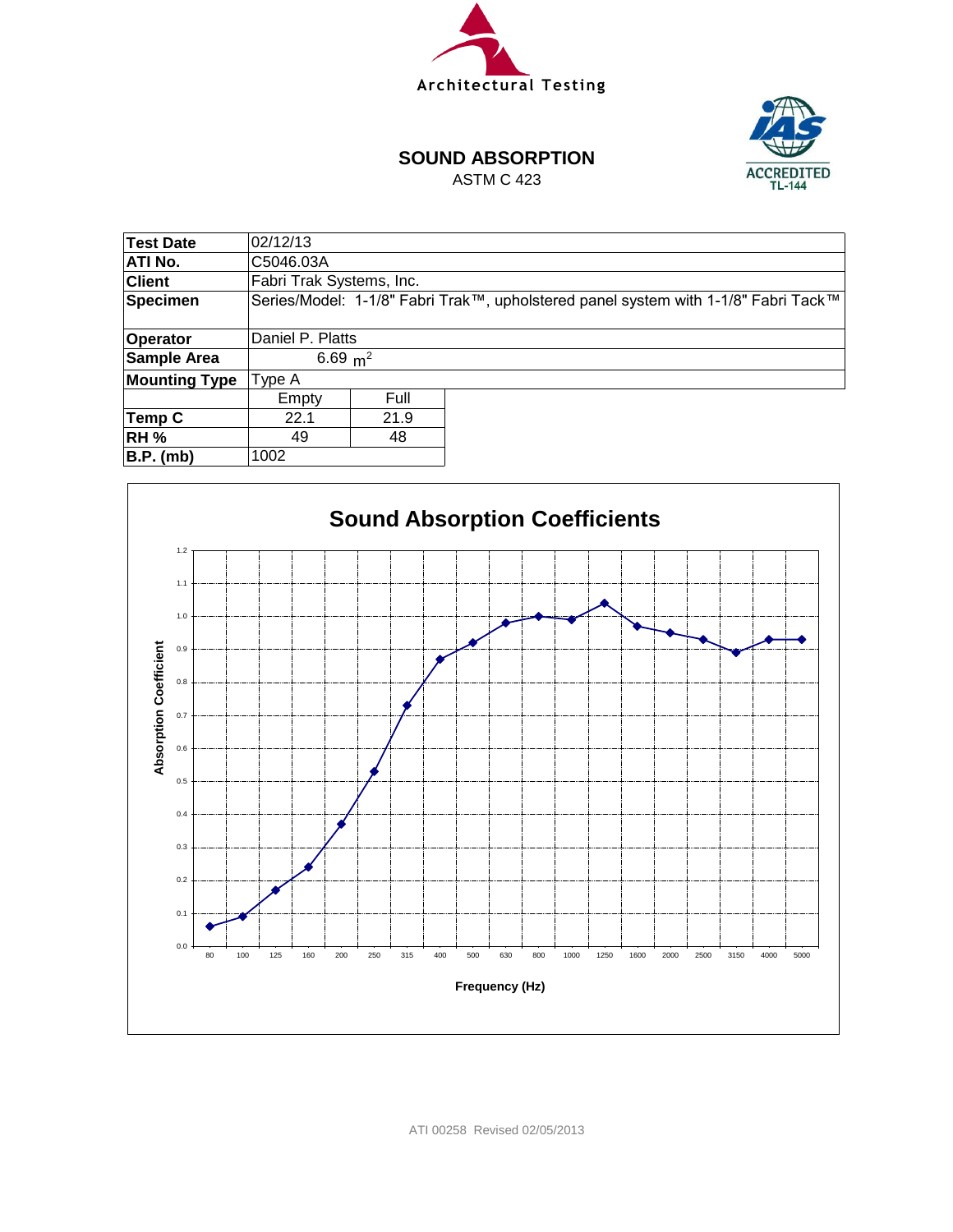Architectural Testing

IAS ACCREDITED TL-144

## SOUND ABSORPTION

ASTM C 423

| Test Date | 02/12/13 | |
|---|---|---|
| ATI No. | C5046.03A | |
| Client | Fabri Trak Systems, Inc. | |
| Specimen | Series/Model: 1-1/8" Fabri Trak™, upholstered panel system with 1-1/8" Fabri Tack™ | |
| Operator | Daniel P. Platts | |
| Sample Area | 6.69 $m^2$ | |
| Mounting Type | Type A | |
| | Empty | Full |
| Temp C | 22.1 | 21.9 |
| RH % | 49 | 48 |
| B.P. (mb) | 1002 | |

### Sound Absorption Coefficients

Absorption Coefficient vs. Frequency (Hz)

| Frequency (Hz) | 80 | 100 | 125 | 160 | 200 | 250 | 315 | 400 | 500 | 630 | 800 | 1000 | 1250 | 1600 | 2000 | 2500 | 3150 | 4000 | 5000 |
|---|---|---|---|---|---|---|---|---|---|---|---|---|---|---|---|---|---|---|---|
| Absorption Coefficient | 0.06 | 0.09 | 0.17 | 0.24 | 0.37 | 0.53 | 0.73 | 0.87 | 0.92 | 0.98 | 1.00 | 0.99 | 1.04 | 0.97 | 0.95 | 0.93 | 0.89 | 0.93 | 0.93 |

ATI 00258 Revised 02/05/2013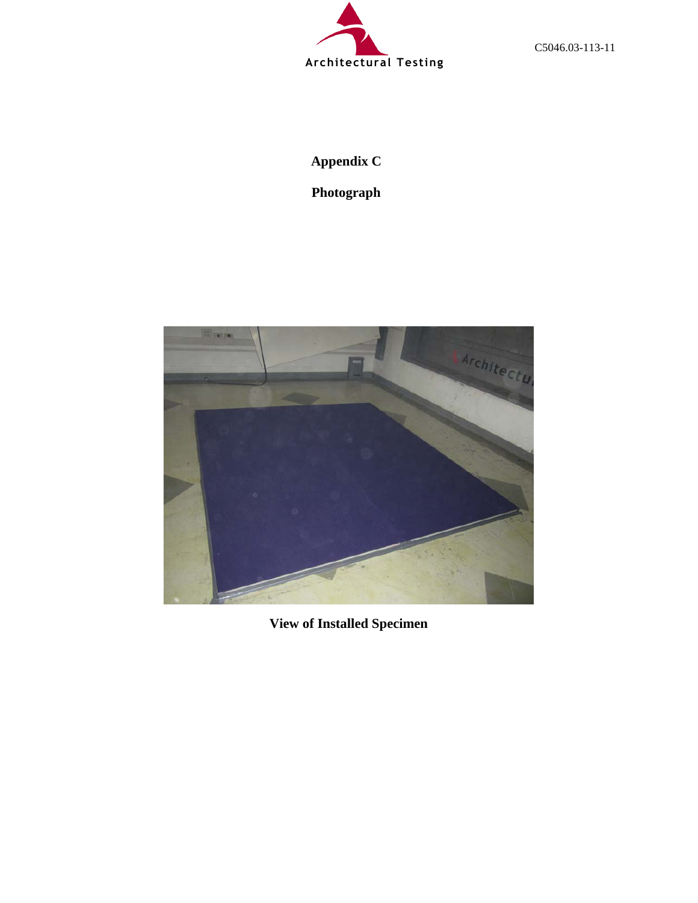# Appendix C

## Photograph

**View of Installed Specimen**